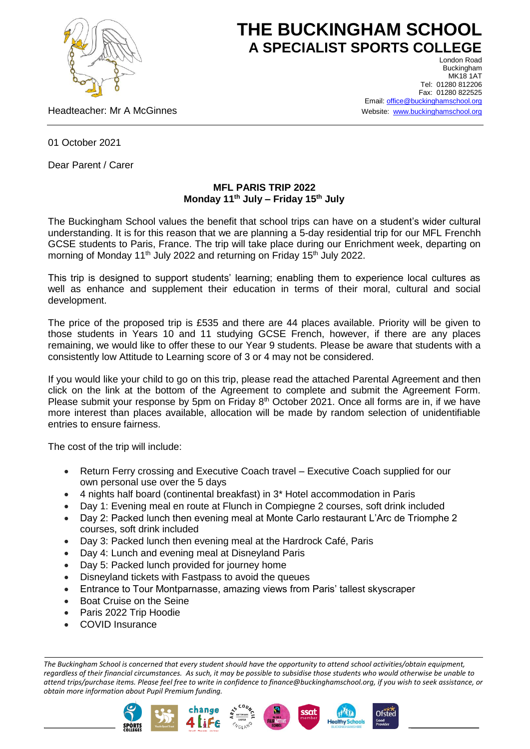# THE BUCKINGHAM SCHOOL
## A SPECIALIST SPORTS COLLEGE

London Road
Buckingham
MK18 1AT
Tel: 01280 812206
Fax: 01280 822525
Email: office@buckinghamschool.org
Website: www.buckinghamschool.org

Headteacher: Mr A McGinnes

01 October 2021

Dear Parent / Carer

**MFL PARIS TRIP 2022**
**Monday 11th July – Friday 15th July**

The Buckingham School values the benefit that school trips can have on a student's wider cultural understanding. It is for this reason that we are planning a 5-day residential trip for our MFL Frenchh GCSE students to Paris, France. The trip will take place during our Enrichment week, departing on morning of Monday 11th July 2022 and returning on Friday 15th July 2022.

This trip is designed to support students' learning; enabling them to experience local cultures as well as enhance and supplement their education in terms of their moral, cultural and social development.

The price of the proposed trip is £535 and there are 44 places available. Priority will be given to those students in Years 10 and 11 studying GCSE French, however, if there are any places remaining, we would like to offer these to our Year 9 students. Please be aware that students with a consistently low Attitude to Learning score of 3 or 4 may not be considered.

If you would like your child to go on this trip, please read the attached Parental Agreement and then click on the link at the bottom of the Agreement to complete and submit the Agreement Form. Please submit your response by 5pm on Friday 8th October 2021. Once all forms are in, if we have more interest than places available, allocation will be made by random selection of unidentifiable entries to ensure fairness.

The cost of the trip will include:

- Return Ferry crossing and Executive Coach travel – Executive Coach supplied for our own personal use over the 5 days
- 4 nights half board (continental breakfast) in 3* Hotel accommodation in Paris
- Day 1: Evening meal en route at Flunch in Compiegne 2 courses, soft drink included
- Day 2: Packed lunch then evening meal at Monte Carlo restaurant L'Arc de Triomphe 2 courses, soft drink included
- Day 3: Packed lunch then evening meal at the Hardrock Café, Paris
- Day 4: Lunch and evening meal at Disneyland Paris
- Day 5: Packed lunch provided for journey home
- Disneyland tickets with Fastpass to avoid the queues
- Entrance to Tour Montparnasse, amazing views from Paris' tallest skyscraper
- Boat Cruise on the Seine
- Paris 2022 Trip Hoodie
- COVID Insurance

*The Buckingham School is concerned that every student should have the opportunity to attend school activities/obtain equipment, regardless of their financial circumstances. As such, it may be possible to subsidise those students who would otherwise be unable to attend trips/purchase items. Please feel free to write in confidence to finance@buckinghamschool.org, if you wish to seek assistance, or obtain more information about Pupil Premium funding.*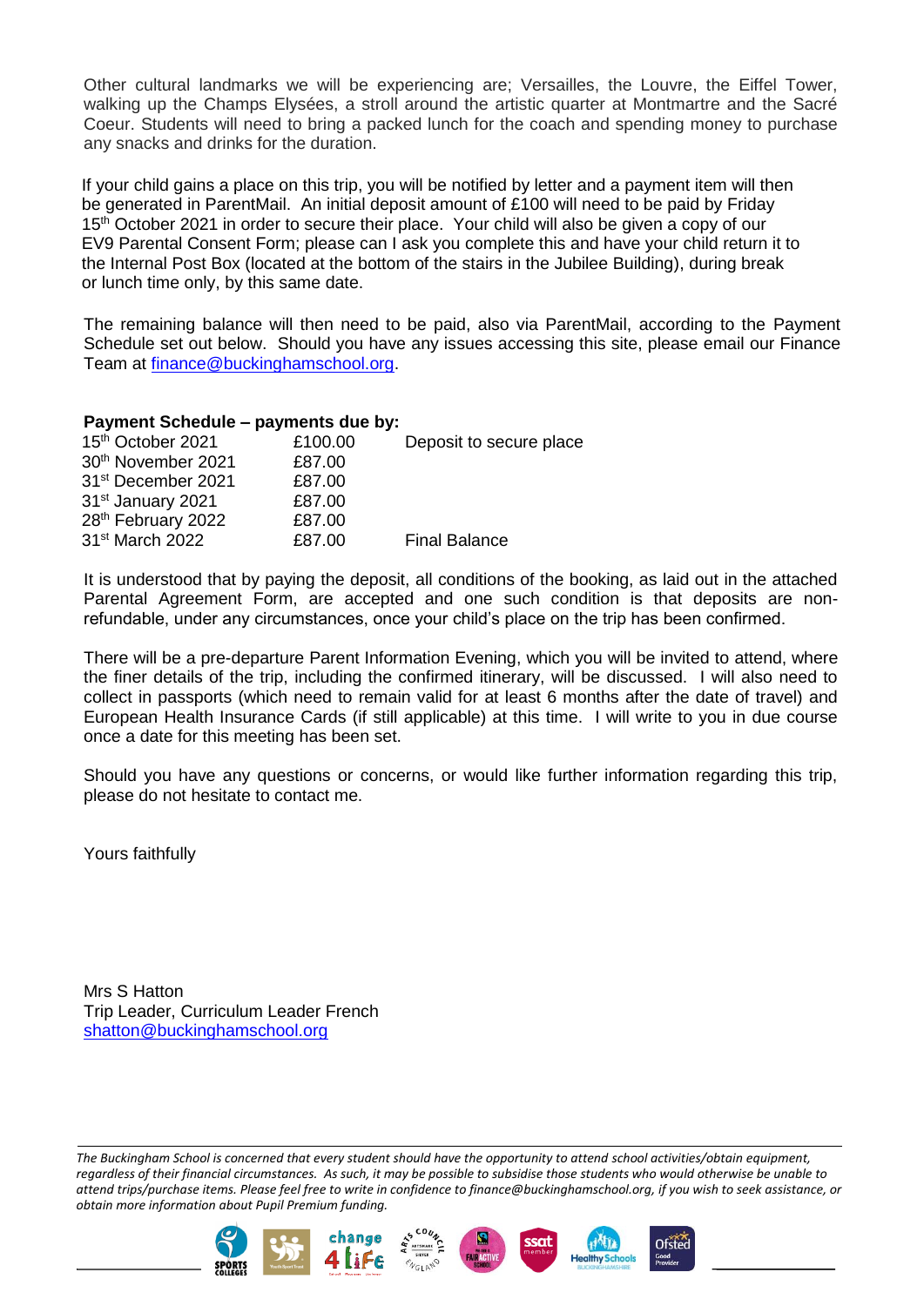Other cultural landmarks we will be experiencing are; Versailles, the Louvre, the Eiffel Tower, walking up the Champs Elysées, a stroll around the artistic quarter at Montmartre and the Sacré Coeur. Students will need to bring a packed lunch for the coach and spending money to purchase any snacks and drinks for the duration.

If your child gains a place on this trip, you will be notified by letter and a payment item will then be generated in ParentMail. An initial deposit amount of £100 will need to be paid by Friday 15th October 2021 in order to secure their place. Your child will also be given a copy of our EV9 Parental Consent Form; please can I ask you complete this and have your child return it to the Internal Post Box (located at the bottom of the stairs in the Jubilee Building), during break or lunch time only, by this same date.

The remaining balance will then need to be paid, also via ParentMail, according to the Payment Schedule set out below. Should you have any issues accessing this site, please email our Finance Team at finance@buckinghamschool.org.

**Payment Schedule – payments due by:**

| | | |
|---|---|---|
| 15th October 2021 | £100.00 | Deposit to secure place |
| 30th November 2021 | £87.00 | |
| 31st December 2021 | £87.00 | |
| 31st January 2021 | £87.00 | |
| 28th February 2022 | £87.00 | |
| 31st March 2022 | £87.00 | Final Balance |

It is understood that by paying the deposit, all conditions of the booking, as laid out in the attached Parental Agreement Form, are accepted and one such condition is that deposits are non-refundable, under any circumstances, once your child's place on the trip has been confirmed.

There will be a pre-departure Parent Information Evening, which you will be invited to attend, where the finer details of the trip, including the confirmed itinerary, will be discussed. I will also need to collect in passports (which need to remain valid for at least 6 months after the date of travel) and European Health Insurance Cards (if still applicable) at this time. I will write to you in due course once a date for this meeting has been set.

Should you have any questions or concerns, or would like further information regarding this trip, please do not hesitate to contact me.

Yours faithfully

Mrs S Hatton
Trip Leader, Curriculum Leader French
shatton@buckinghamschool.org

*The Buckingham School is concerned that every student should have the opportunity to attend school activities/obtain equipment, regardless of their financial circumstances. As such, it may be possible to subsidise those students who would otherwise be unable to attend trips/purchase items. Please feel free to write in confidence to finance@buckinghamschool.org, if you wish to seek assistance, or obtain more information about Pupil Premium funding.*